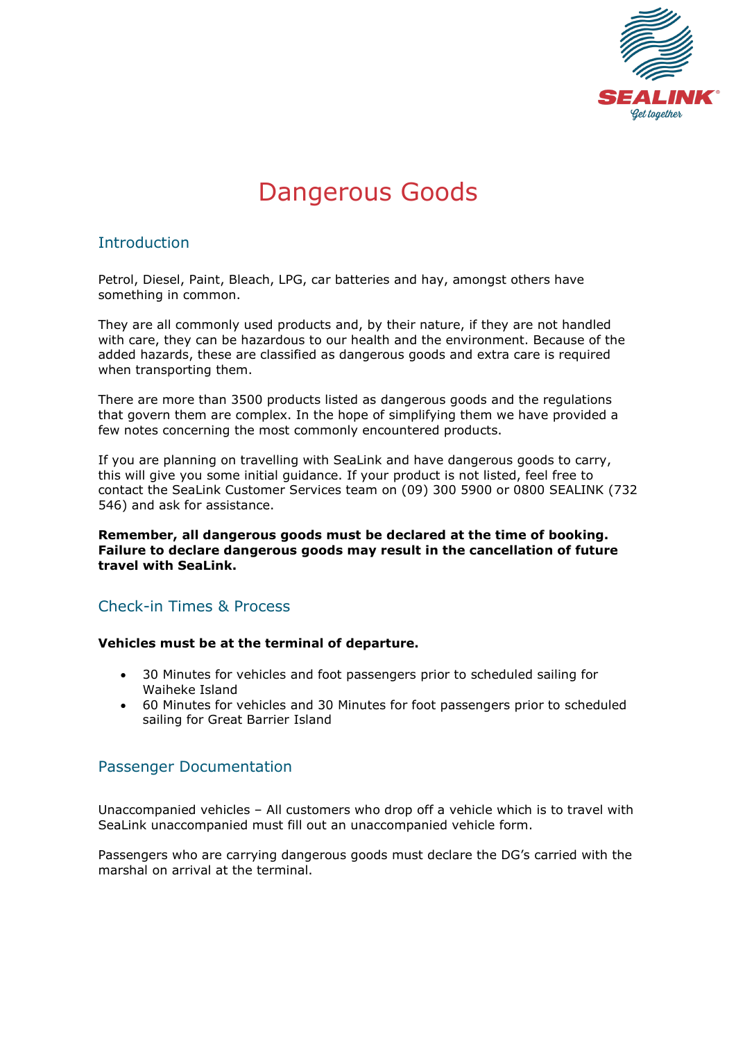# Dangerous Goods

## Introduction

Petrol, Diesel, Paint, Bleach, LPG, car batteries and hay, amongst others have something in common.

They are all commonly used products and, by their nature, if they are not handled with care, they can be hazardous to our health and the environment. Because of the added hazards, these are classified as dangerous goods and extra care is required when transporting them.

There are more than 3500 products listed as dangerous goods and the regulations that govern them are complex. In the hope of simplifying them we have provided a few notes concerning the most commonly encountered products.

If you are planning on travelling with SeaLink and have dangerous goods to carry, this will give you some initial guidance. If your product is not listed, feel free to contact the SeaLink Customer Services team on (09) 300 5900 or 0800 SEALINK (732 546) and ask for assistance.

**Remember, all dangerous goods must be declared at the time of booking. Failure to declare dangerous goods may result in the cancellation of future travel with SeaLink.**

## Check-in Times & Process

**Vehicles must be at the terminal of departure.**

- 30 Minutes for vehicles and foot passengers prior to scheduled sailing for Waiheke Island
- 60 Minutes for vehicles and 30 Minutes for foot passengers prior to scheduled sailing for Great Barrier Island

## Passenger Documentation

Unaccompanied vehicles – All customers who drop off a vehicle which is to travel with SeaLink unaccompanied must fill out an unaccompanied vehicle form.

Passengers who are carrying dangerous goods must declare the DG's carried with the marshal on arrival at the terminal.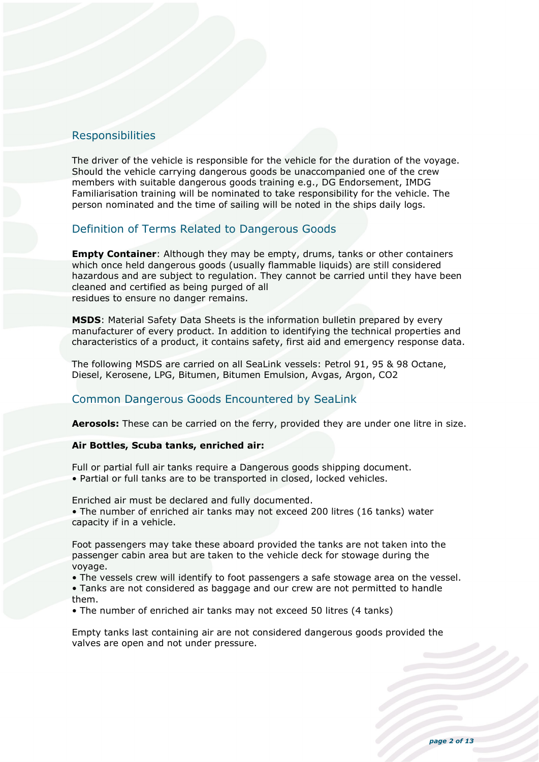## Responsibilities

The driver of the vehicle is responsible for the vehicle for the duration of the voyage. Should the vehicle carrying dangerous goods be unaccompanied one of the crew members with suitable dangerous goods training e.g., DG Endorsement, IMDG Familiarisation training will be nominated to take responsibility for the vehicle. The person nominated and the time of sailing will be noted in the ships daily logs.

## Definition of Terms Related to Dangerous Goods

**Empty Container**: Although they may be empty, drums, tanks or other containers which once held dangerous goods (usually flammable liquids) are still considered hazardous and are subject to regulation. They cannot be carried until they have been cleaned and certified as being purged of all residues to ensure no danger remains.

**MSDS**: Material Safety Data Sheets is the information bulletin prepared by every manufacturer of every product. In addition to identifying the technical properties and characteristics of a product, it contains safety, first aid and emergency response data.

The following MSDS are carried on all SeaLink vessels: Petrol 91, 95 & 98 Octane, Diesel, Kerosene, LPG, Bitumen, Bitumen Emulsion, Avgas, Argon, CO2

## Common Dangerous Goods Encountered by SeaLink

**Aerosols:** These can be carried on the ferry, provided they are under one litre in size.

**Air Bottles, Scuba tanks, enriched air:**

Full or partial full air tanks require a Dangerous goods shipping document.

- Partial or full tanks are to be transported in closed, locked vehicles.

Enriched air must be declared and fully documented.

- The number of enriched air tanks may not exceed 200 litres (16 tanks) water capacity if in a vehicle.

Foot passengers may take these aboard provided the tanks are not taken into the passenger cabin area but are taken to the vehicle deck for stowage during the voyage.

- The vessels crew will identify to foot passengers a safe stowage area on the vessel.
- Tanks are not considered as baggage and our crew are not permitted to handle them.
- The number of enriched air tanks may not exceed 50 litres (4 tanks)

Empty tanks last containing air are not considered dangerous goods provided the valves are open and not under pressure.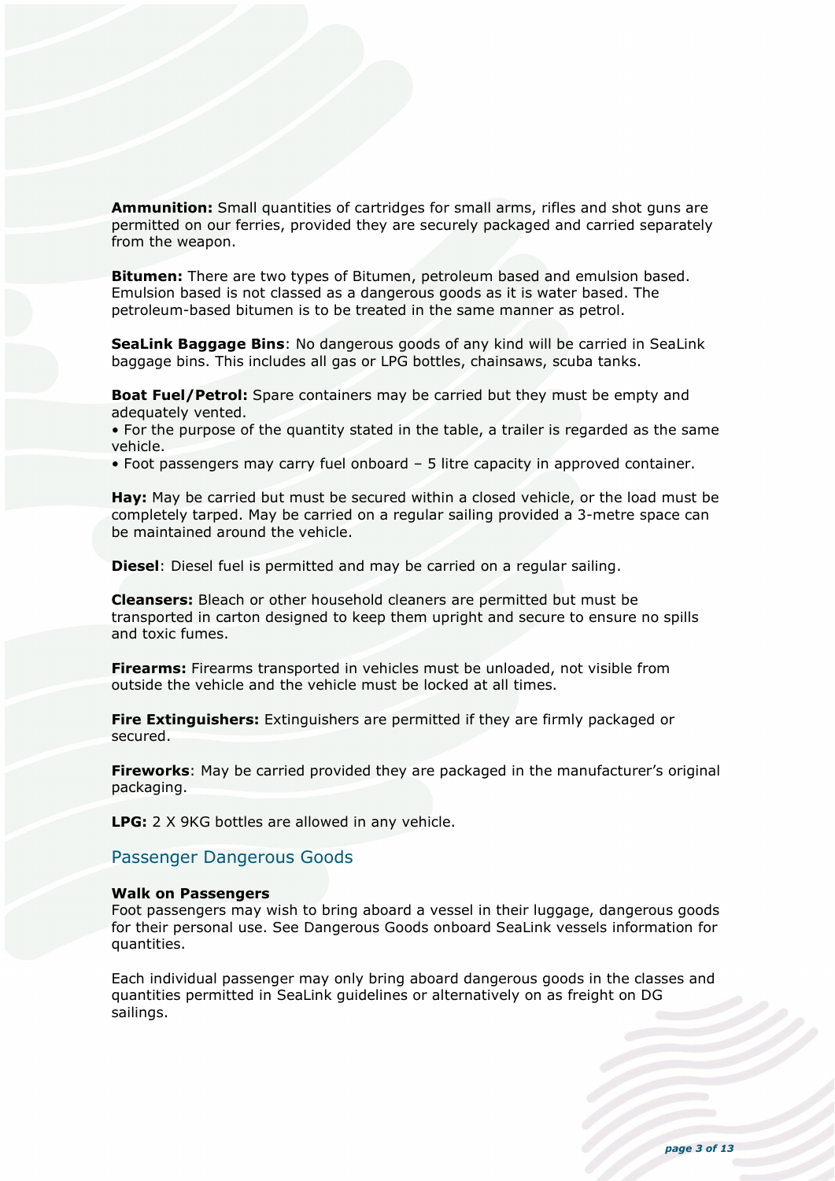**Ammunition:** Small quantities of cartridges for small arms, rifles and shot guns are permitted on our ferries, provided they are securely packaged and carried separately from the weapon.

**Bitumen:** There are two types of Bitumen, petroleum based and emulsion based. Emulsion based is not classed as a dangerous goods as it is water based. The petroleum-based bitumen is to be treated in the same manner as petrol.

**SeaLink Baggage Bins**: No dangerous goods of any kind will be carried in SeaLink baggage bins. This includes all gas or LPG bottles, chainsaws, scuba tanks.

**Boat Fuel/Petrol:** Spare containers may be carried but they must be empty and adequately vented.

- For the purpose of the quantity stated in the table, a trailer is regarded as the same vehicle.
- Foot passengers may carry fuel onboard – 5 litre capacity in approved container.

**Hay:** May be carried but must be secured within a closed vehicle, or the load must be completely tarped. May be carried on a regular sailing provided a 3-metre space can be maintained around the vehicle.

**Diesel**: Diesel fuel is permitted and may be carried on a regular sailing.

**Cleansers:** Bleach or other household cleaners are permitted but must be transported in carton designed to keep them upright and secure to ensure no spills and toxic fumes.

**Firearms:** Firearms transported in vehicles must be unloaded, not visible from outside the vehicle and the vehicle must be locked at all times.

**Fire Extinguishers:** Extinguishers are permitted if they are firmly packaged or secured.

**Fireworks**: May be carried provided they are packaged in the manufacturer's original packaging.

**LPG:** 2 X 9KG bottles are allowed in any vehicle.

## Passenger Dangerous Goods

**Walk on Passengers**

Foot passengers may wish to bring aboard a vessel in their luggage, dangerous goods for their personal use. See Dangerous Goods onboard SeaLink vessels information for quantities.

Each individual passenger may only bring aboard dangerous goods in the classes and quantities permitted in SeaLink guidelines or alternatively on as freight on DG sailings.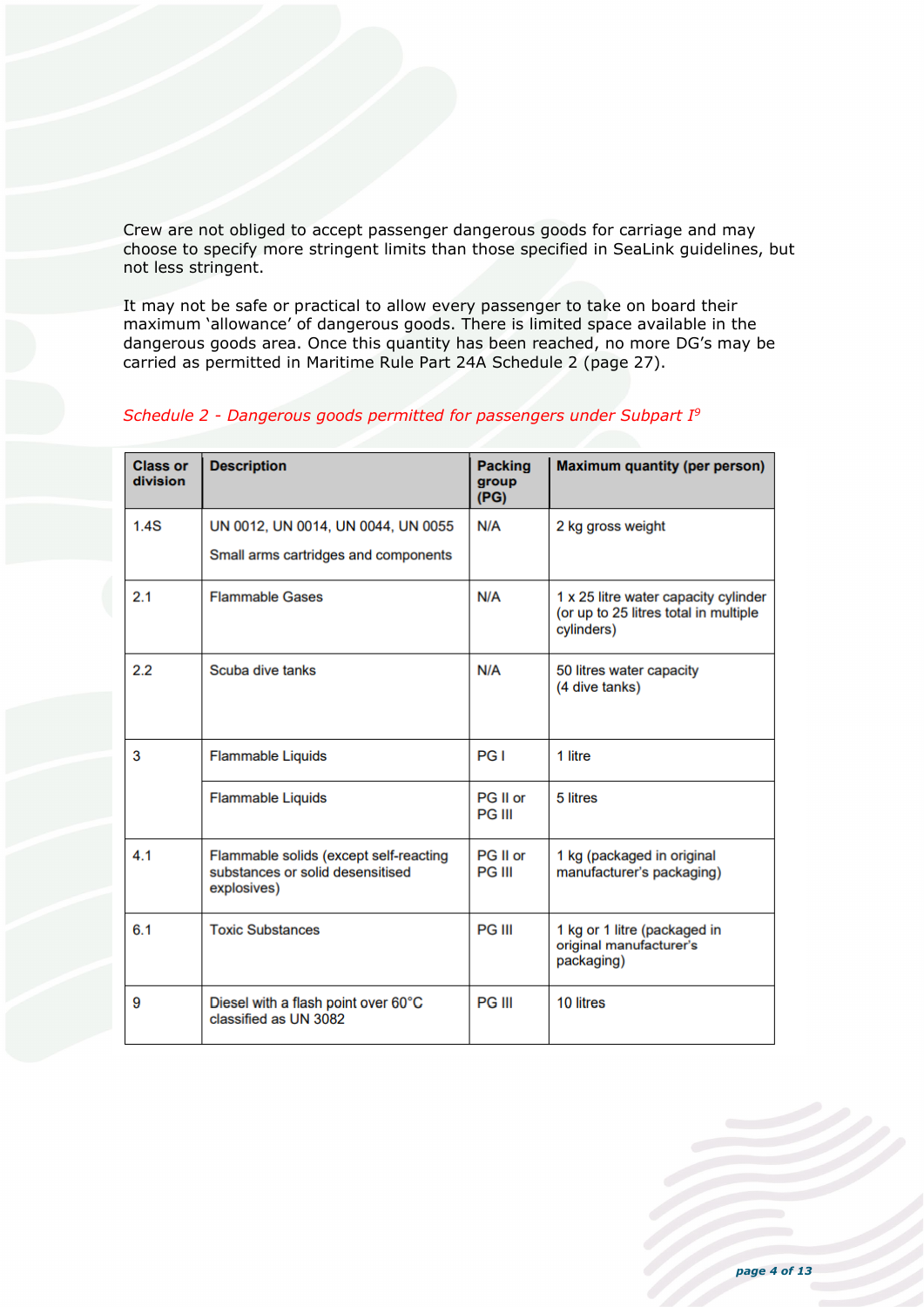Crew are not obliged to accept passenger dangerous goods for carriage and may choose to specify more stringent limits than those specified in SeaLink guidelines, but not less stringent.

It may not be safe or practical to allow every passenger to take on board their maximum 'allowance' of dangerous goods. There is limited space available in the dangerous goods area. Once this quantity has been reached, no more DG's may be carried as permitted in Maritime Rule Part 24A Schedule 2 (page 27).

*Schedule 2 - Dangerous goods permitted for passengers under Subpart I*[9]

| Class or division | Description | Packing group (PG) | Maximum quantity (per person) |
| --- | --- | --- | --- |
| 1.4S | UN 0012, UN 0014, UN 0044, UN 0055<br><br>Small arms cartridges and components | N/A | 2 kg gross weight |
| 2.1 | Flammable Gases | N/A | 1 x 25 litre water capacity cylinder (or up to 25 litres total in multiple cylinders) |
| 2.2 | Scuba dive tanks | N/A | 50 litres water capacity (4 dive tanks) |
| 3 | Flammable Liquids | PG I | 1 litre |
| | Flammable Liquids | PG II or PG III | 5 litres |
| 4.1 | Flammable solids (except self-reacting substances or solid desensitised explosives) | PG II or PG III | 1 kg (packaged in original manufacturer's packaging) |
| 6.1 | Toxic Substances | PG III | 1 kg or 1 litre (packaged in original manufacturer's packaging) |
| 9 | Diesel with a flash point over 60°C classified as UN 3082 | PG III | 10 litres |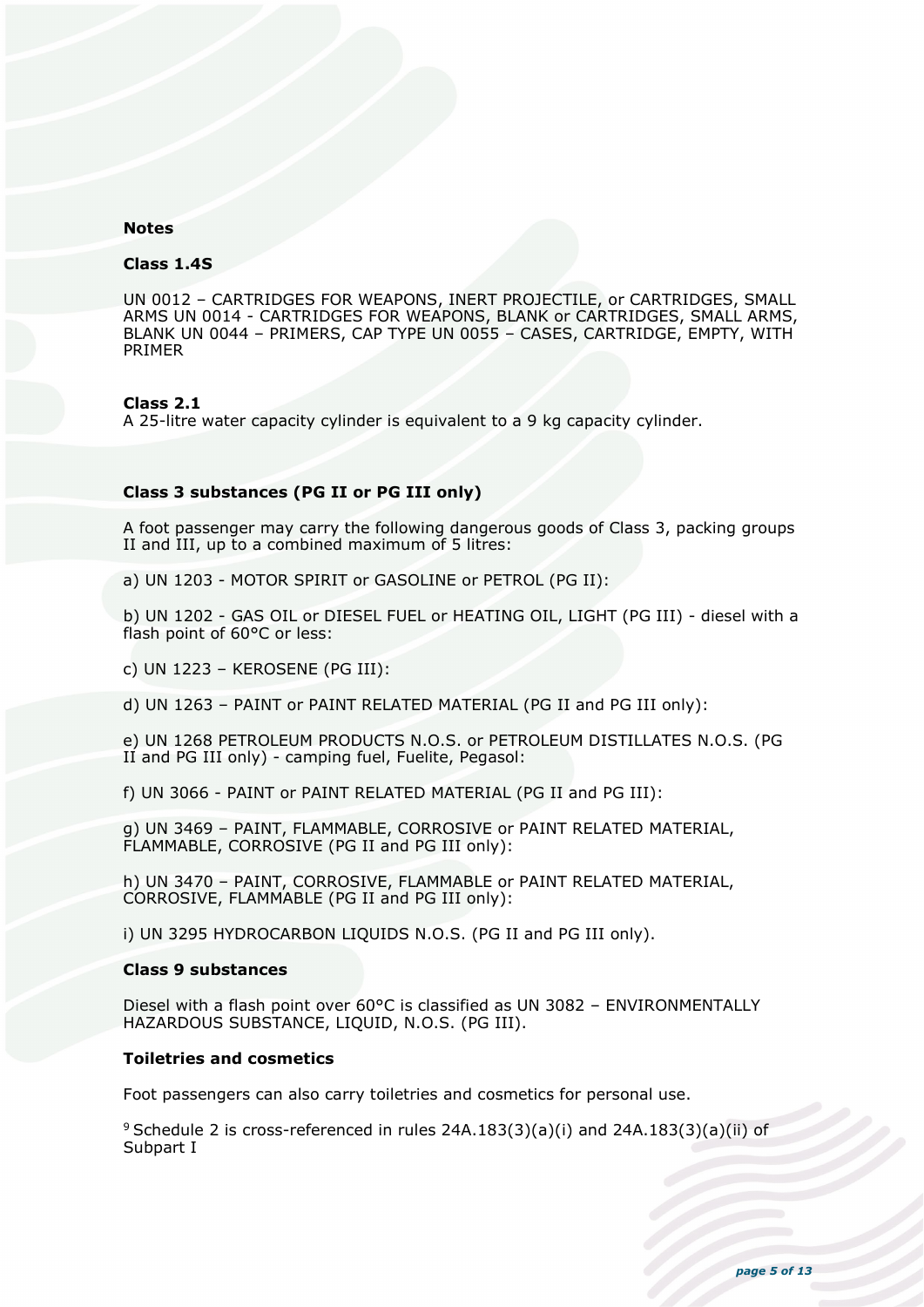**Notes**

**Class 1.4S**

UN 0012 – CARTRIDGES FOR WEAPONS, INERT PROJECTILE, or CARTRIDGES, SMALL ARMS UN 0014 - CARTRIDGES FOR WEAPONS, BLANK or CARTRIDGES, SMALL ARMS, BLANK UN 0044 – PRIMERS, CAP TYPE UN 0055 – CASES, CARTRIDGE, EMPTY, WITH PRIMER

**Class 2.1**

A 25-litre water capacity cylinder is equivalent to a 9 kg capacity cylinder.

**Class 3 substances (PG II or PG III only)**

A foot passenger may carry the following dangerous goods of Class 3, packing groups II and III, up to a combined maximum of 5 litres:

a) UN 1203 - MOTOR SPIRIT or GASOLINE or PETROL (PG II):

b) UN 1202 - GAS OIL or DIESEL FUEL or HEATING OIL, LIGHT (PG III) - diesel with a flash point of 60°C or less:

c) UN 1223 – KEROSENE (PG III):

d) UN 1263 – PAINT or PAINT RELATED MATERIAL (PG II and PG III only):

e) UN 1268 PETROLEUM PRODUCTS N.O.S. or PETROLEUM DISTILLATES N.O.S. (PG II and PG III only) - camping fuel, Fuelite, Pegasol:

f) UN 3066 - PAINT or PAINT RELATED MATERIAL (PG II and PG III):

g) UN 3469 – PAINT, FLAMMABLE, CORROSIVE or PAINT RELATED MATERIAL, FLAMMABLE, CORROSIVE (PG II and PG III only):

h) UN 3470 – PAINT, CORROSIVE, FLAMMABLE or PAINT RELATED MATERIAL, CORROSIVE, FLAMMABLE (PG II and PG III only):

i) UN 3295 HYDROCARBON LIQUIDS N.O.S. (PG II and PG III only).

**Class 9 substances**

Diesel with a flash point over 60°C is classified as UN 3082 – ENVIRONMENTALLY HAZARDOUS SUBSTANCE, LIQUID, N.O.S. (PG III).

**Toiletries and cosmetics**

Foot passengers can also carry toiletries and cosmetics for personal use.

[9] Schedule 2 is cross-referenced in rules 24A.183(3)(a)(i) and 24A.183(3)(a)(ii) of Subpart I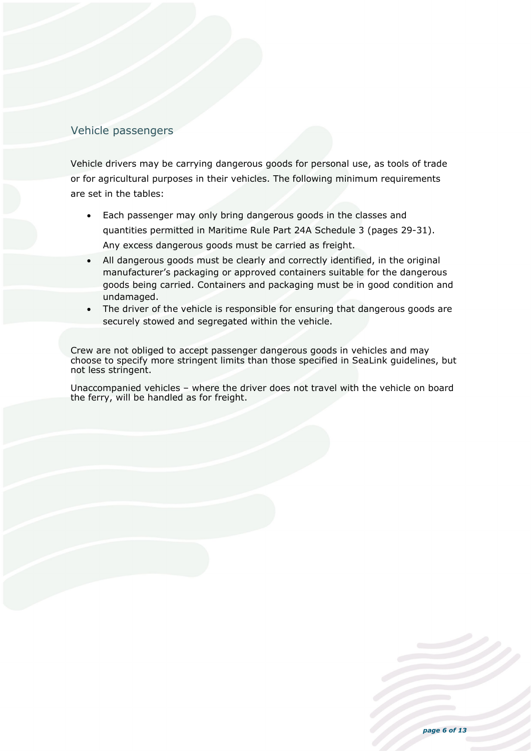## Vehicle passengers

Vehicle drivers may be carrying dangerous goods for personal use, as tools of trade or for agricultural purposes in their vehicles. The following minimum requirements are set in the tables:

- Each passenger may only bring dangerous goods in the classes and quantities permitted in Maritime Rule Part 24A Schedule 3 (pages 29-31). Any excess dangerous goods must be carried as freight.
- All dangerous goods must be clearly and correctly identified, in the original manufacturer's packaging or approved containers suitable for the dangerous goods being carried. Containers and packaging must be in good condition and undamaged.
- The driver of the vehicle is responsible for ensuring that dangerous goods are securely stowed and segregated within the vehicle.

Crew are not obliged to accept passenger dangerous goods in vehicles and may choose to specify more stringent limits than those specified in SeaLink guidelines, but not less stringent.

Unaccompanied vehicles – where the driver does not travel with the vehicle on board the ferry, will be handled as for freight.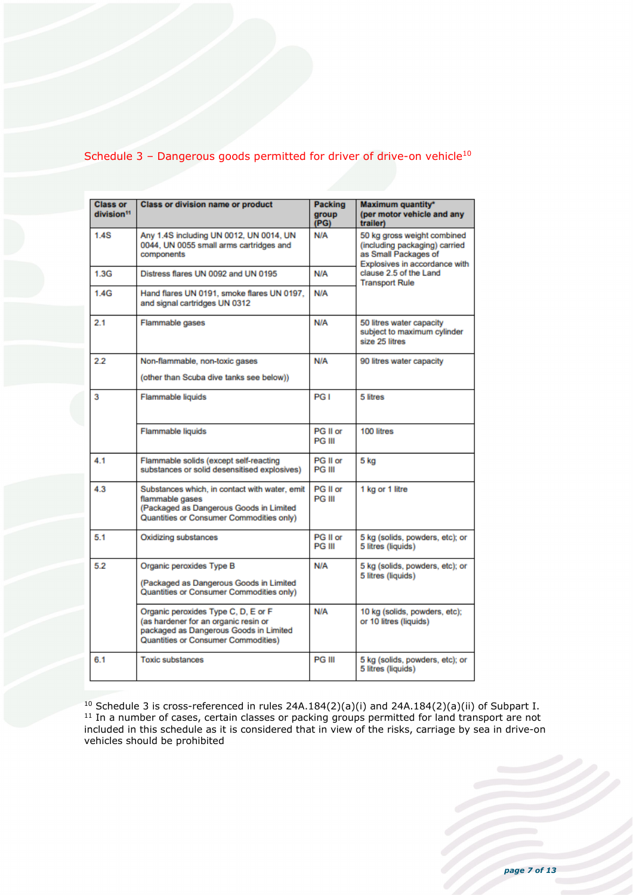## Schedule 3 – Dangerous goods permitted for driver of drive-on vehicle[10]

| Class or division[11] | Class or division name or product | Packing group (PG) | Maximum quantity* (per motor vehicle and any trailer) |
|---|---|---|---|
| 1.4S | Any 1.4S including UN 0012, UN 0014, UN 0044, UN 0055 small arms cartridges and components | N/A | 50 kg gross weight combined (including packaging) carried as Small Packages of Explosives in accordance with clause 2.5 of the Land Transport Rule |
| 1.3G | Distress flares UN 0092 and UN 0195 | N/A | |
| 1.4G | Hand flares UN 0191, smoke flares UN 0197, and signal cartridges UN 0312 | N/A | |
| 2.1 | Flammable gases | N/A | 50 litres water capacity subject to maximum cylinder size 25 litres |
| 2.2 | Non-flammable, non-toxic gases (other than Scuba dive tanks see below)) | N/A | 90 litres water capacity |
| 3 | Flammable liquids | PG I | 5 litres |
| | Flammable liquids | PG II or PG III | 100 litres |
| 4.1 | Flammable solids (except self-reacting substances or solid desensitised explosives) | PG II or PG III | 5 kg |
| 4.3 | Substances which, in contact with water, emit flammable gases (Packaged as Dangerous Goods in Limited Quantities or Consumer Commodities only) | PG II or PG III | 1 kg or 1 litre |
| 5.1 | Oxidizing substances | PG II or PG III | 5 kg (solids, powders, etc); or 5 litres (liquids) |
| 5.2 | Organic peroxides Type B (Packaged as Dangerous Goods in Limited Quantities or Consumer Commodities only) | N/A | 5 kg (solids, powders, etc); or 5 litres (liquids) |
| | Organic peroxides Type C, D, E or F (as hardener for an organic resin or packaged as Dangerous Goods in Limited Quantities or Consumer Commodities) | N/A | 10 kg (solids, powders, etc); or 10 litres (liquids) |
| 6.1 | Toxic substances | PG III | 5 kg (solids, powders, etc); or 5 litres (liquids) |

[10] Schedule 3 is cross-referenced in rules 24A.184(2)(a)(i) and 24A.184(2)(a)(ii) of Subpart I.
[11] In a number of cases, certain classes or packing groups permitted for land transport are not included in this schedule as it is considered that in view of the risks, carriage by sea in drive-on vehicles should be prohibited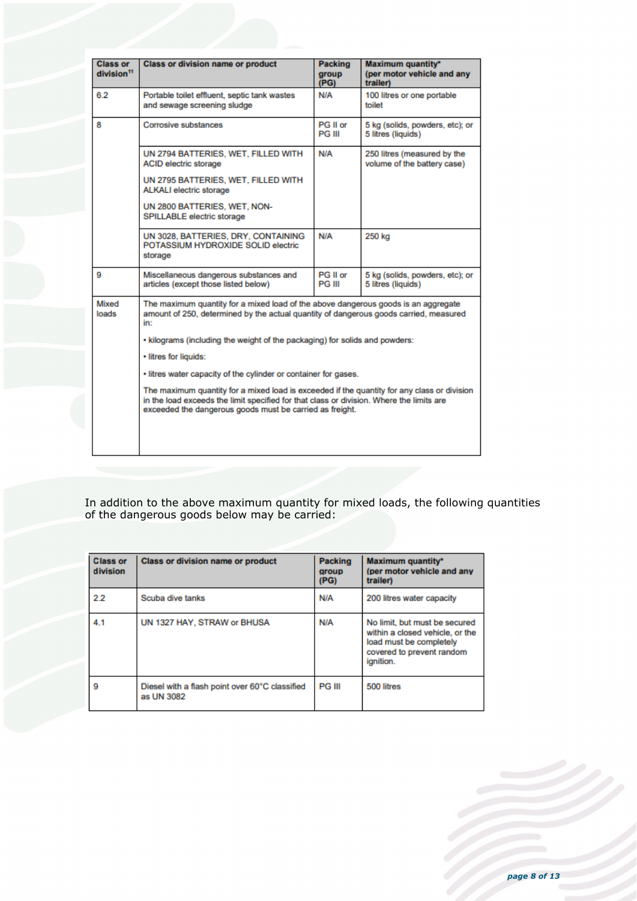| Class or division[11] | Class or division name or product | Packing group (PG) | Maximum quantity* (per motor vehicle and any trailer) |
|---|---|---|---|
| 6.2 | Portable toilet effluent, septic tank wastes and sewage screening sludge | N/A | 100 litres or one portable toilet |
| 8 | Corrosive substances | PG II or PG III | 5 kg (solids, powders, etc); or 5 litres (liquids) |
| | UN 2794 BATTERIES, WET, FILLED WITH ACID electric storage<br><br>UN 2795 BATTERIES, WET, FILLED WITH ALKALI electric storage<br><br>UN 2800 BATTERIES, WET, NON-SPILLABLE electric storage | N/A | 250 litres (measured by the volume of the battery case) |
| | UN 3028, BATTERIES, DRY, CONTAINING POTASSIUM HYDROXIDE SOLID electric storage | N/A | 250 kg |
| 9 | Miscellaneous dangerous substances and articles (except those listed below) | PG II or PG III | 5 kg (solids, powders, etc); or 5 litres (liquids) |
| Mixed loads | The maximum quantity for a mixed load of the above dangerous goods is an aggregate amount of 250, determined by the actual quantity of dangerous goods carried, measured in:<br><br>• kilograms (including the weight of the packaging) for solids and powders:<br><br>• litres for liquids:<br><br>• litres water capacity of the cylinder or container for gases.<br><br>The maximum quantity for a mixed load is exceeded if the quantity for any class or division in the load exceeds the limit specified for that class or division. Where the limits are exceeded the dangerous goods must be carried as freight. | | |

In addition to the above maximum quantity for mixed loads, the following quantities of the dangerous goods below may be carried:

| Class or division | Class or division name or product | Packing group (PG) | Maximum quantity* (per motor vehicle and any trailer) |
|---|---|---|---|
| 2.2 | Scuba dive tanks | N/A | 200 litres water capacity |
| 4.1 | UN 1327 HAY, STRAW or BHUSA | N/A | No limit, but must be secured within a closed vehicle, or the load must be completely covered to prevent random ignition. |
| 9 | Diesel with a flash point over 60°C classified as UN 3082 | PG III | 500 litres |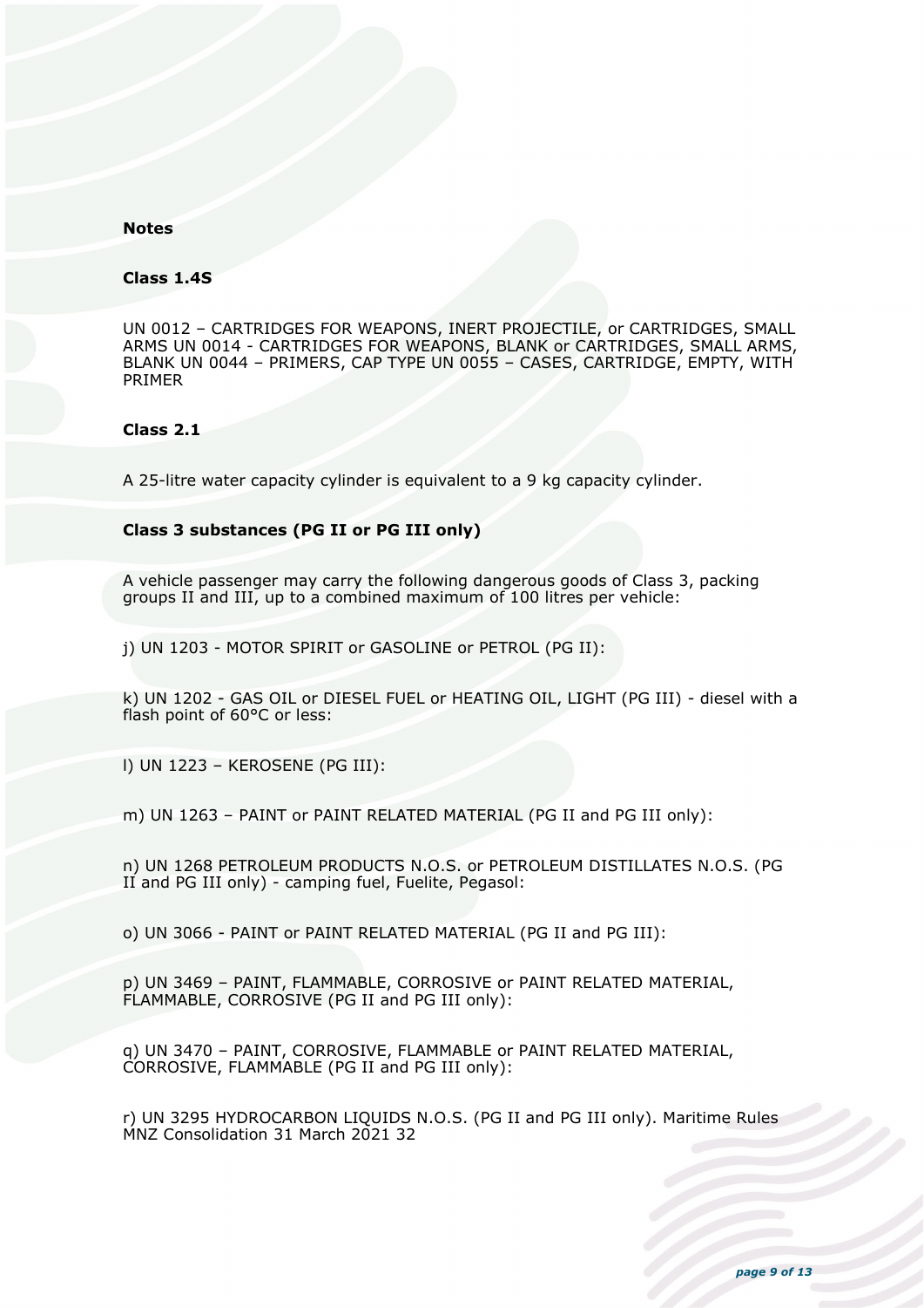**Notes**

**Class 1.4S**

UN 0012 – CARTRIDGES FOR WEAPONS, INERT PROJECTILE, or CARTRIDGES, SMALL ARMS UN 0014 - CARTRIDGES FOR WEAPONS, BLANK or CARTRIDGES, SMALL ARMS, BLANK UN 0044 – PRIMERS, CAP TYPE UN 0055 – CASES, CARTRIDGE, EMPTY, WITH PRIMER

**Class 2.1**

A 25-litre water capacity cylinder is equivalent to a 9 kg capacity cylinder.

**Class 3 substances (PG II or PG III only)**

A vehicle passenger may carry the following dangerous goods of Class 3, packing groups II and III, up to a combined maximum of 100 litres per vehicle:

j) UN 1203 - MOTOR SPIRIT or GASOLINE or PETROL (PG II):

k) UN 1202 - GAS OIL or DIESEL FUEL or HEATING OIL, LIGHT (PG III) - diesel with a flash point of 60°C or less:

l) UN 1223 – KEROSENE (PG III):

m) UN 1263 – PAINT or PAINT RELATED MATERIAL (PG II and PG III only):

n) UN 1268 PETROLEUM PRODUCTS N.O.S. or PETROLEUM DISTILLATES N.O.S. (PG II and PG III only) - camping fuel, Fuelite, Pegasol:

o) UN 3066 - PAINT or PAINT RELATED MATERIAL (PG II and PG III):

p) UN 3469 – PAINT, FLAMMABLE, CORROSIVE or PAINT RELATED MATERIAL, FLAMMABLE, CORROSIVE (PG II and PG III only):

q) UN 3470 – PAINT, CORROSIVE, FLAMMABLE or PAINT RELATED MATERIAL, CORROSIVE, FLAMMABLE (PG II and PG III only):

r) UN 3295 HYDROCARBON LIQUIDS N.O.S. (PG II and PG III only). Maritime Rules MNZ Consolidation 31 March 2021 32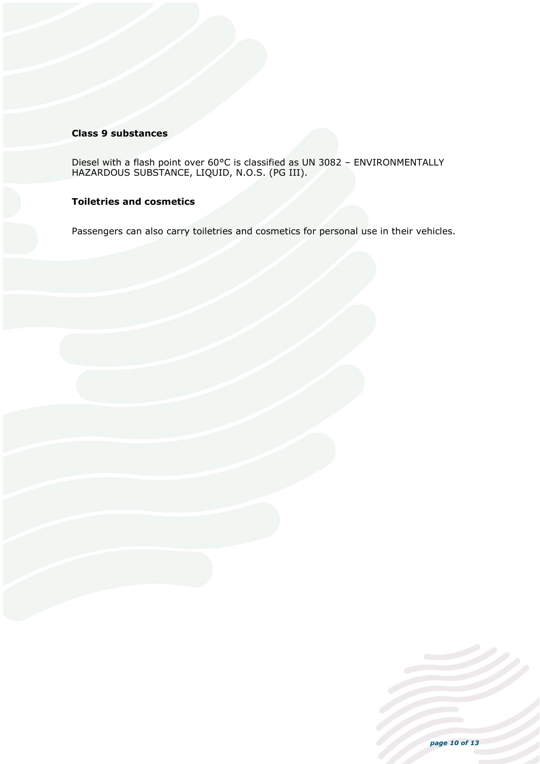**Class 9 substances**

Diesel with a flash point over 60°C is classified as UN 3082 – ENVIRONMENTALLY HAZARDOUS SUBSTANCE, LIQUID, N.O.S. (PG III).

**Toiletries and cosmetics**

Passengers can also carry toiletries and cosmetics for personal use in their vehicles.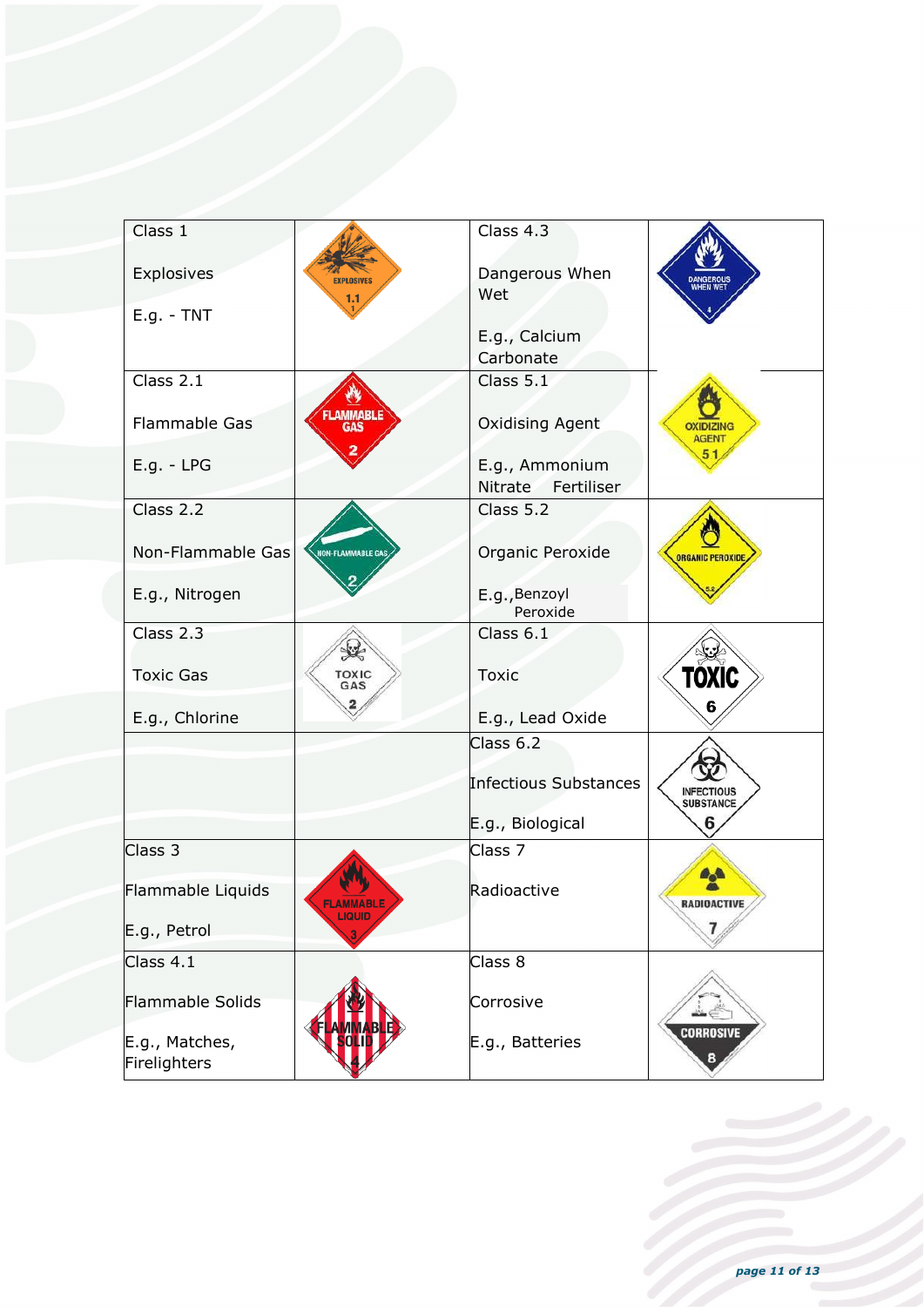| Class 1<br><br>Explosives<br><br>E.g. - TNT | EXPLOSIVES 1.1 1 | Class 4.3<br><br>Dangerous When Wet<br><br>E.g., Calcium Carbonate | DANGEROUS WHEN WET 4 |
|---|---|---|---|
| Class 2.1<br><br>Flammable Gas<br><br>E.g. - LPG | FLAMMABLE GAS 2 | Class 5.1<br><br>Oxidising Agent<br><br>E.g., Ammonium Nitrate Fertiliser | OXIDIZING AGENT 5.1 |
| Class 2.2<br><br>Non-Flammable Gas<br><br>E.g., Nitrogen | NON-FLAMMABLE GAS 2 | Class 5.2<br><br>Organic Peroxide<br><br>E.g., Benzoyl Peroxide | ORGANIC PEROXIDE 5.2 |
| Class 2.3<br><br>Toxic Gas<br><br>E.g., Chlorine | TOXIC GAS 2 | Class 6.1<br><br>Toxic<br><br>E.g., Lead Oxide | TOXIC 6 |
| | | Class 6.2<br><br>Infectious Substances<br><br>E.g., Biological | INFECTIOUS SUBSTANCE 6 |
| Class 3<br><br>Flammable Liquids<br><br>E.g., Petrol | FLAMMABLE LIQUID 3 | Class 7<br><br>Radioactive | RADIOACTIVE 7 |
| Class 4.1<br><br>Flammable Solids<br><br>E.g., Matches, Firelighters | FLAMMABLE SOLID 4 | Class 8<br><br>Corrosive<br><br>E.g., Batteries | CORROSIVE 8 |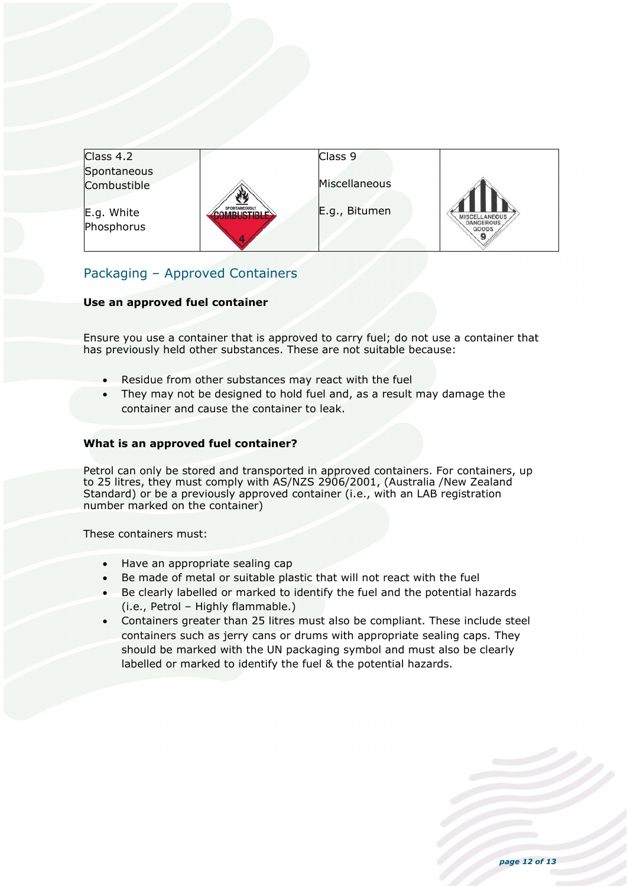| Class 4.2<br>Spontaneous Combustible<br><br>E.g. White Phosphorus | | Class 9<br><br>Miscellaneous<br><br>E.g., Bitumen | |
|---|---|---|---|

## Packaging – Approved Containers

**Use an approved fuel container**

Ensure you use a container that is approved to carry fuel; do not use a container that has previously held other substances. These are not suitable because:

- Residue from other substances may react with the fuel
- They may not be designed to hold fuel and, as a result may damage the container and cause the container to leak.

**What is an approved fuel container?**

Petrol can only be stored and transported in approved containers. For containers, up to 25 litres, they must comply with AS/NZS 2906/2001, (Australia /New Zealand Standard) or be a previously approved container (i.e., with an LAB registration number marked on the container)

These containers must:

- Have an appropriate sealing cap
- Be made of metal or suitable plastic that will not react with the fuel
- Be clearly labelled or marked to identify the fuel and the potential hazards (i.e., Petrol – Highly flammable.)
- Containers greater than 25 litres must also be compliant. These include steel containers such as jerry cans or drums with appropriate sealing caps. They should be marked with the UN packaging symbol and must also be clearly labelled or marked to identify the fuel & the potential hazards.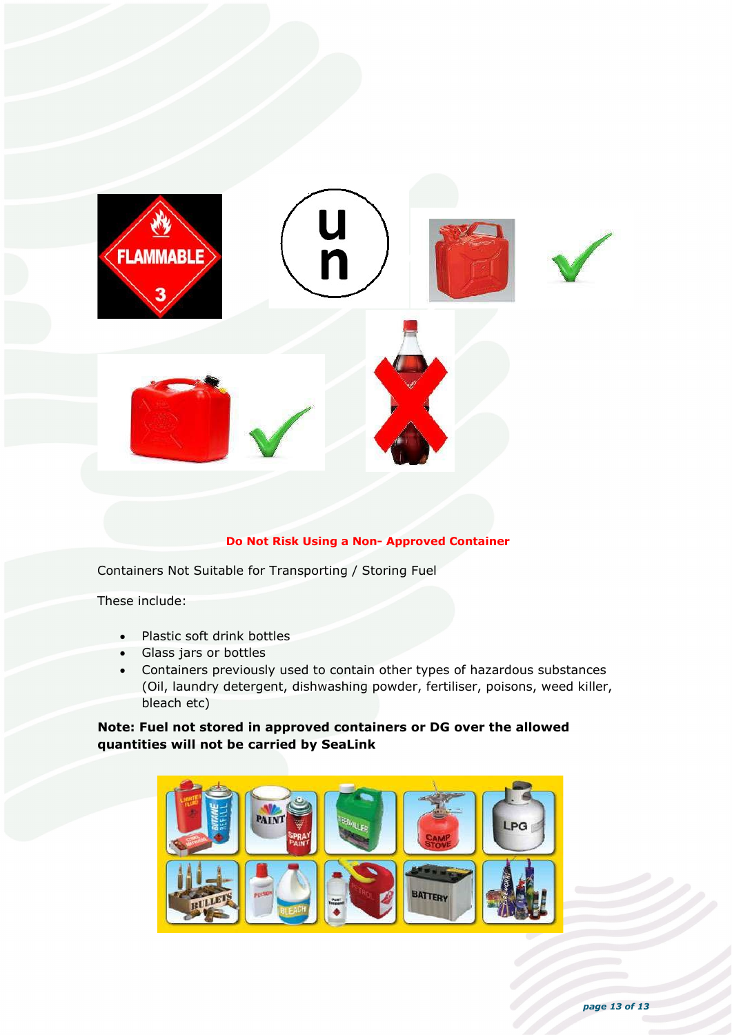**Do Not Risk Using a Non- Approved Container**

Containers Not Suitable for Transporting / Storing Fuel

These include:

- Plastic soft drink bottles
- Glass jars or bottles
- Containers previously used to contain other types of hazardous substances (Oil, laundry detergent, dishwashing powder, fertiliser, poisons, weed killer, bleach etc)

**Note: Fuel not stored in approved containers or DG over the allowed quantities will not be carried by SeaLink**